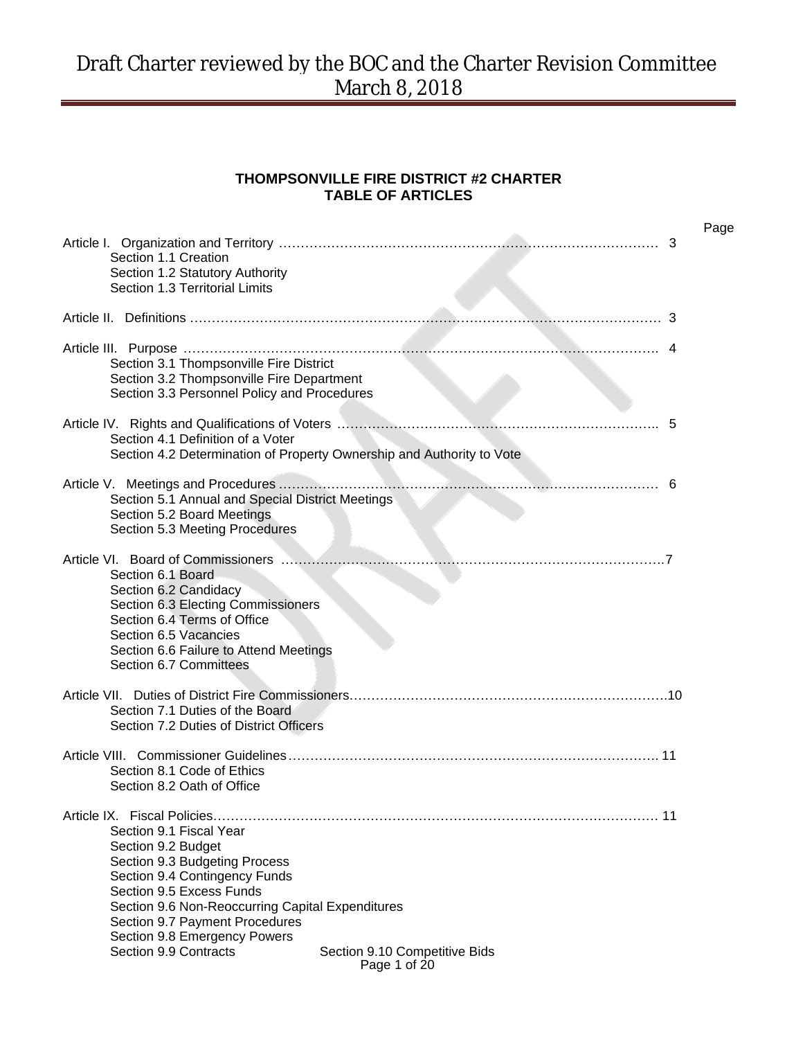# THOMPSONVILLE FIRE DISTRICT #2 CHARTER
## TABLE OF ARTICLES

| | Page |
|---|---|
| Article I. Organization and Territory | 3 |
| Section 1.1 Creation<br>Section 1.2 Statutory Authority<br>Section 1.3 Territorial Limits | |
| Article II. Definitions | 3 |
| Article III. Purpose | 4 |
| Section 3.1 Thompsonville Fire District<br>Section 3.2 Thompsonville Fire Department<br>Section 3.3 Personnel Policy and Procedures | |
| Article IV. Rights and Qualifications of Voters | 5 |
| Section 4.1 Definition of a Voter<br>Section 4.2 Determination of Property Ownership and Authority to Vote | |
| Article V. Meetings and Procedures | 6 |
| Section 5.1 Annual and Special District Meetings<br>Section 5.2 Board Meetings<br>Section 5.3 Meeting Procedures | |
| Article VI. Board of Commissioners | 7 |
| Section 6.1 Board<br>Section 6.2 Candidacy<br>Section 6.3 Electing Commissioners<br>Section 6.4 Terms of Office<br>Section 6.5 Vacancies<br>Section 6.6 Failure to Attend Meetings<br>Section 6.7 Committees | |
| Article VII. Duties of District Fire Commissioners | 10 |
| Section 7.1 Duties of the Board<br>Section 7.2 Duties of District Officers | |
| Article VIII. Commissioner Guidelines | 11 |
| Section 8.1 Code of Ethics<br>Section 8.2 Oath of Office | |
| Article IX. Fiscal Policies | 11 |
| Section 9.1 Fiscal Year<br>Section 9.2 Budget<br>Section 9.3 Budgeting Process<br>Section 9.4 Contingency Funds<br>Section 9.5 Excess Funds<br>Section 9.6 Non-Reoccurring Capital Expenditures<br>Section 9.7 Payment Procedures<br>Section 9.8 Emergency Powers<br>Section 9.9 Contracts<br>Section 9.10 Competitive Bids | |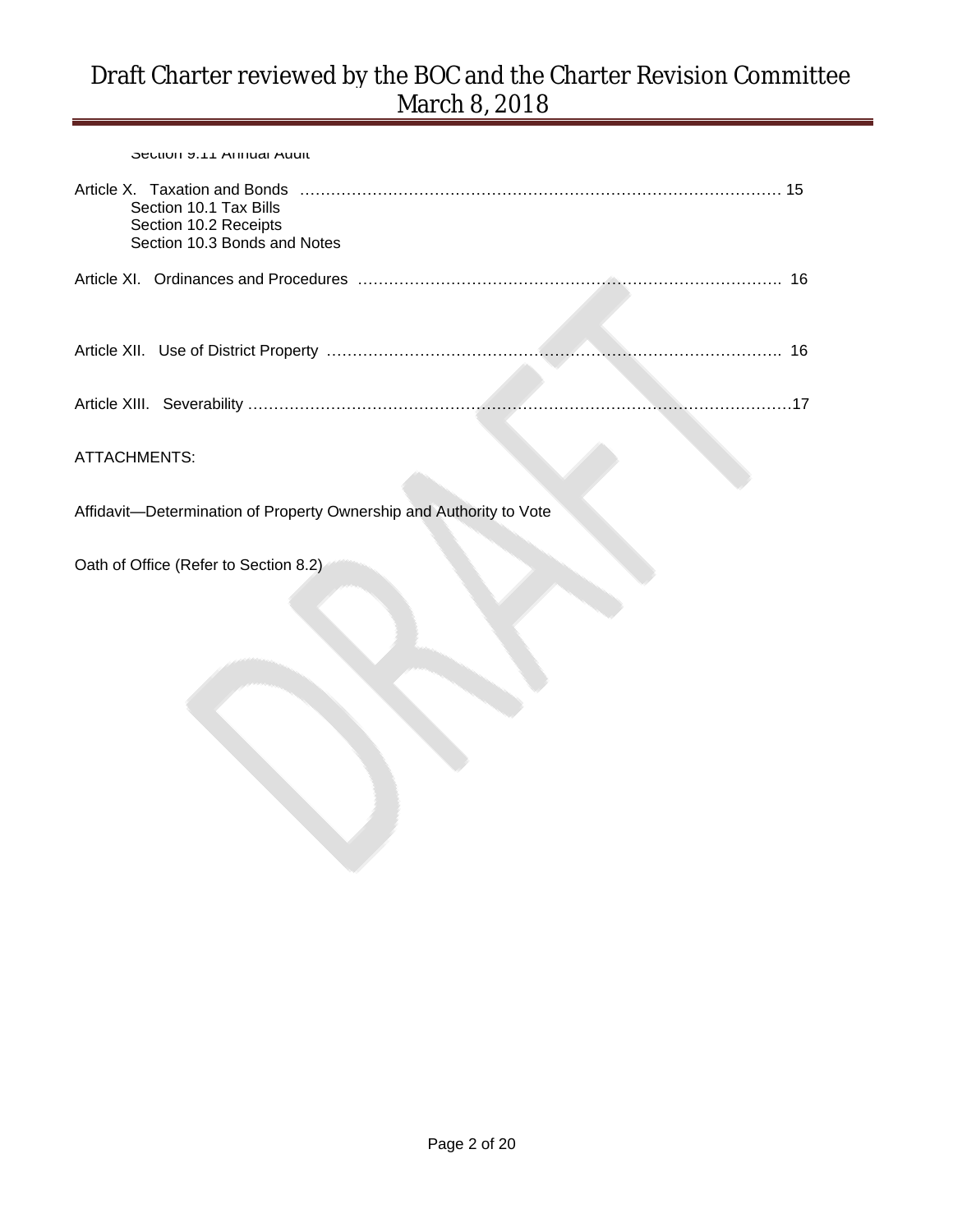Section 9.11 Annual Audit

Article X. Taxation and Bonds ………………………………………………………………………………… 15
- Section 10.1 Tax Bills
- Section 10.2 Receipts
- Section 10.3 Bonds and Notes

Article XI. Ordinances and Procedures ………………………………………………………………………. 16

Article XII. Use of District Property ……………………………………………………………………………. 16

Article XIII. Severability …………………………………………………………………………………………17

ATTACHMENTS:

Affidavit—Determination of Property Ownership and Authority to Vote

Oath of Office (Refer to Section 8.2)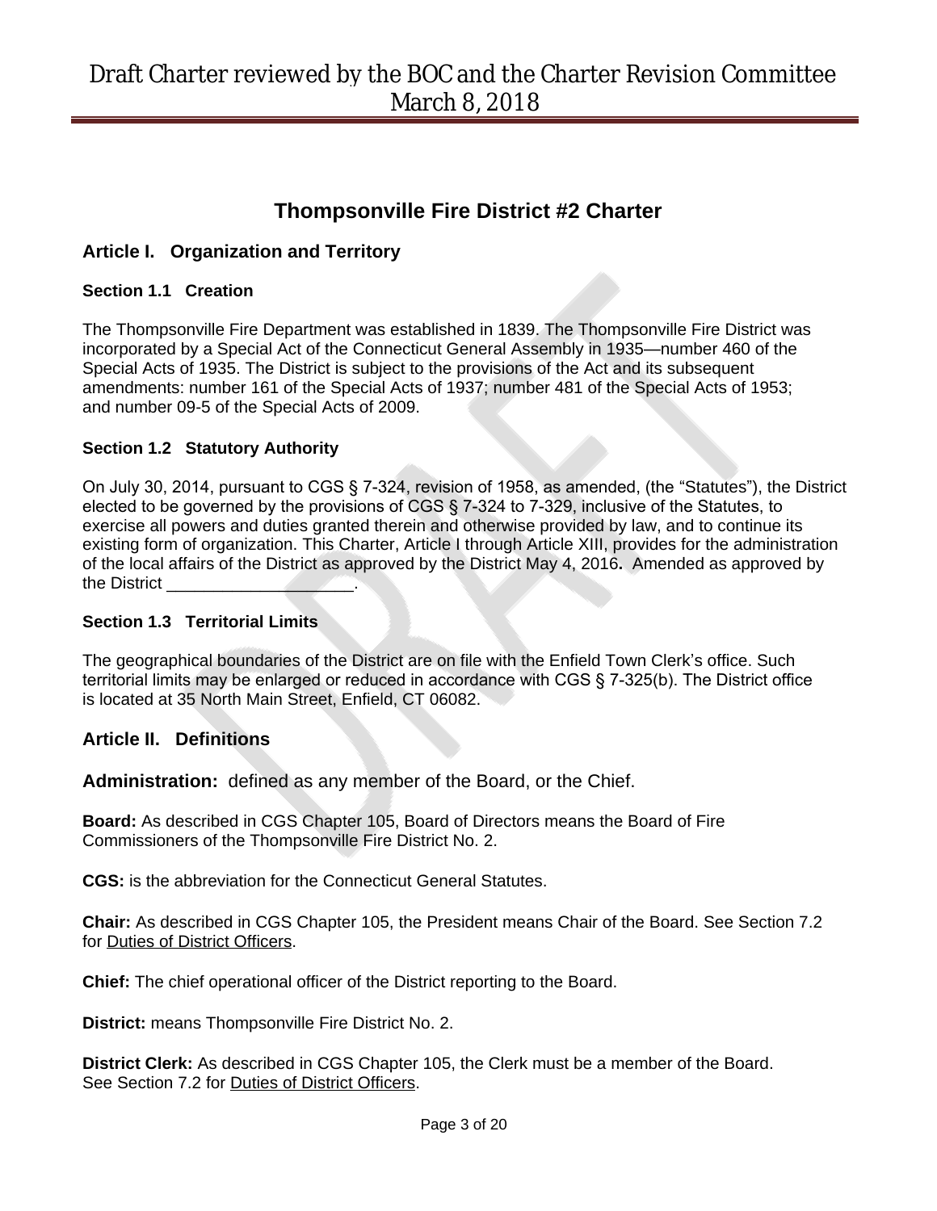# Thompsonville Fire District #2 Charter

## Article I. Organization and Territory

### Section 1.1 Creation

The Thompsonville Fire Department was established in 1839. The Thompsonville Fire District was incorporated by a Special Act of the Connecticut General Assembly in 1935—number 460 of the Special Acts of 1935. The District is subject to the provisions of the Act and its subsequent amendments: number 161 of the Special Acts of 1937; number 481 of the Special Acts of 1953; and number 09-5 of the Special Acts of 2009.

### Section 1.2 Statutory Authority

On July 30, 2014, pursuant to CGS § 7-324, revision of 1958, as amended, (the "Statutes"), the District elected to be governed by the provisions of CGS § 7-324 to 7-329, inclusive of the Statutes, to exercise all powers and duties granted therein and otherwise provided by law, and to continue its existing form of organization. This Charter, Article I through Article XIII, provides for the administration of the local affairs of the District as approved by the District May 4, 2016**.** Amended as approved by the District ____________________.

### Section 1.3 Territorial Limits

The geographical boundaries of the District are on file with the Enfield Town Clerk's office. Such territorial limits may be enlarged or reduced in accordance with CGS § 7-325(b). The District office is located at 35 North Main Street, Enfield, CT 06082.

## Article II. Definitions

**Administration:** defined as any member of the Board, or the Chief.

**Board:** As described in CGS Chapter 105, Board of Directors means the Board of Fire Commissioners of the Thompsonville Fire District No. 2.

**CGS:** is the abbreviation for the Connecticut General Statutes.

**Chair:** As described in CGS Chapter 105, the President means Chair of the Board. See Section 7.2 for Duties of District Officers.

**Chief:** The chief operational officer of the District reporting to the Board.

**District:** means Thompsonville Fire District No. 2.

**District Clerk:** As described in CGS Chapter 105, the Clerk must be a member of the Board. See Section 7.2 for Duties of District Officers.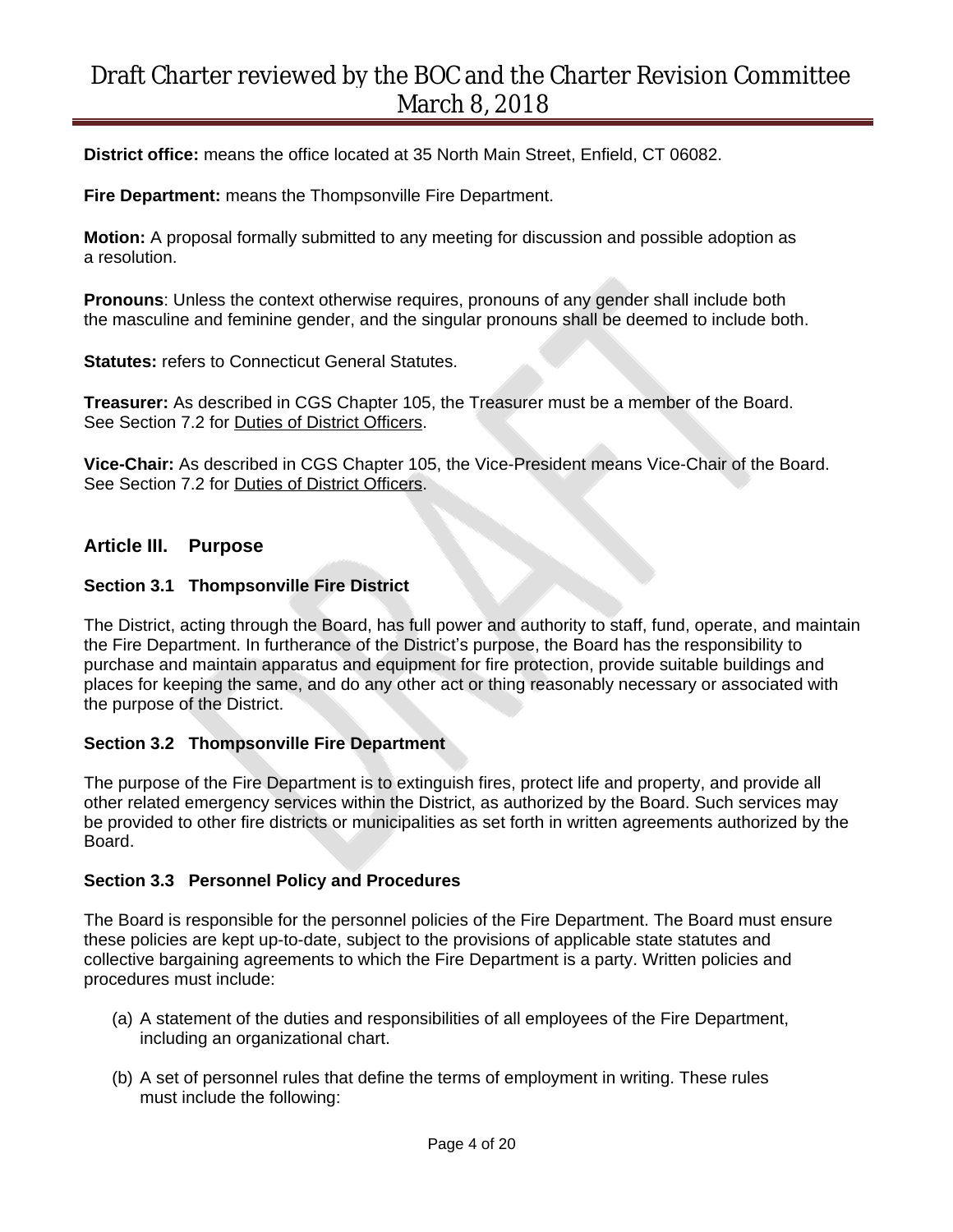**District office:** means the office located at 35 North Main Street, Enfield, CT 06082.

**Fire Department:** means the Thompsonville Fire Department.

**Motion:** A proposal formally submitted to any meeting for discussion and possible adoption as a resolution.

**Pronouns**: Unless the context otherwise requires, pronouns of any gender shall include both the masculine and feminine gender, and the singular pronouns shall be deemed to include both.

**Statutes:** refers to Connecticut General Statutes.

**Treasurer:** As described in CGS Chapter 105, the Treasurer must be a member of the Board. See Section 7.2 for Duties of District Officers.

**Vice-Chair:** As described in CGS Chapter 105, the Vice-President means Vice-Chair of the Board. See Section 7.2 for Duties of District Officers.

## Article III. Purpose

### Section 3.1 Thompsonville Fire District

The District, acting through the Board, has full power and authority to staff, fund, operate, and maintain the Fire Department. In furtherance of the District's purpose, the Board has the responsibility to purchase and maintain apparatus and equipment for fire protection, provide suitable buildings and places for keeping the same, and do any other act or thing reasonably necessary or associated with the purpose of the District.

### Section 3.2 Thompsonville Fire Department

The purpose of the Fire Department is to extinguish fires, protect life and property, and provide all other related emergency services within the District, as authorized by the Board. Such services may be provided to other fire districts or municipalities as set forth in written agreements authorized by the Board.

### Section 3.3 Personnel Policy and Procedures

The Board is responsible for the personnel policies of the Fire Department. The Board must ensure these policies are kept up-to-date, subject to the provisions of applicable state statutes and collective bargaining agreements to which the Fire Department is a party. Written policies and procedures must include:

(a) A statement of the duties and responsibilities of all employees of the Fire Department, including an organizational chart.

(b) A set of personnel rules that define the terms of employment in writing. These rules must include the following: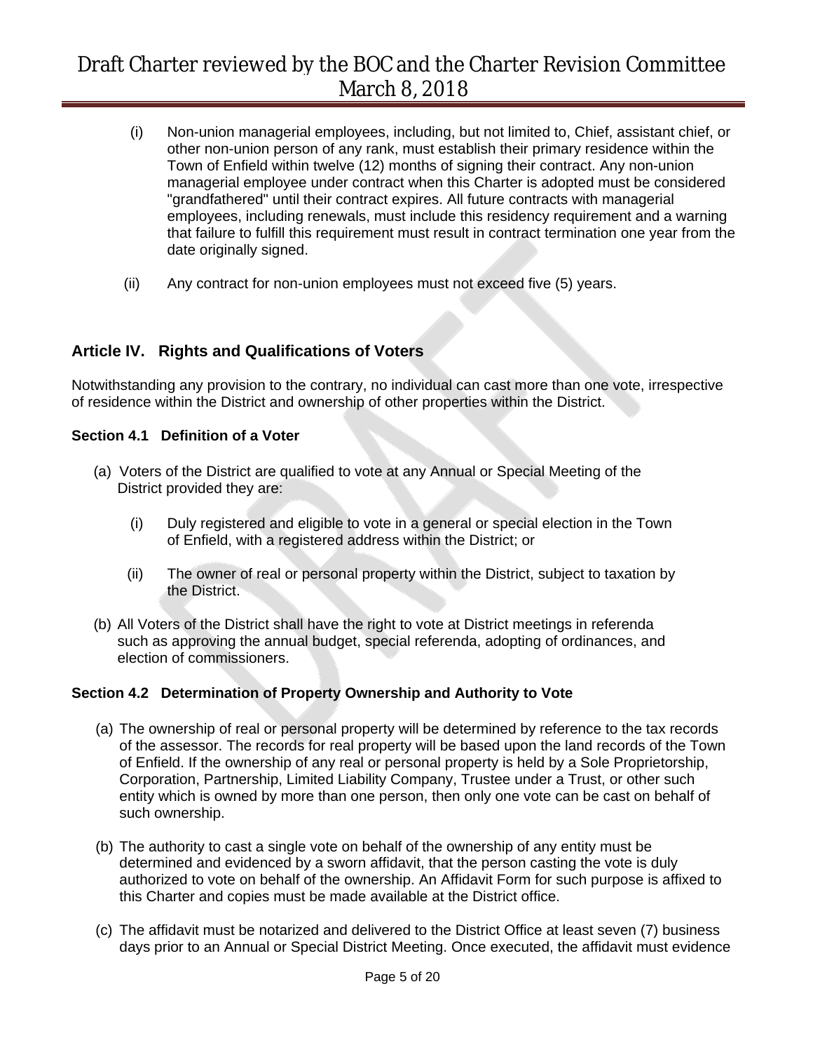(i) Non-union managerial employees, including, but not limited to, Chief, assistant chief, or other non-union person of any rank, must establish their primary residence within the Town of Enfield within twelve (12) months of signing their contract. Any non-union managerial employee under contract when this Charter is adopted must be considered "grandfathered" until their contract expires. All future contracts with managerial employees, including renewals, must include this residency requirement and a warning that failure to fulfill this requirement must result in contract termination one year from the date originally signed.

(ii) Any contract for non-union employees must not exceed five (5) years.

## Article IV. Rights and Qualifications of Voters

Notwithstanding any provision to the contrary, no individual can cast more than one vote, irrespective of residence within the District and ownership of other properties within the District.

### Section 4.1 Definition of a Voter

(a) Voters of the District are qualified to vote at any Annual or Special Meeting of the District provided they are:

(i) Duly registered and eligible to vote in a general or special election in the Town of Enfield, with a registered address within the District; or

(ii) The owner of real or personal property within the District, subject to taxation by the District.

(b) All Voters of the District shall have the right to vote at District meetings in referenda such as approving the annual budget, special referenda, adopting of ordinances, and election of commissioners.

### Section 4.2 Determination of Property Ownership and Authority to Vote

(a) The ownership of real or personal property will be determined by reference to the tax records of the assessor. The records for real property will be based upon the land records of the Town of Enfield. If the ownership of any real or personal property is held by a Sole Proprietorship, Corporation, Partnership, Limited Liability Company, Trustee under a Trust, or other such entity which is owned by more than one person, then only one vote can be cast on behalf of such ownership.

(b) The authority to cast a single vote on behalf of the ownership of any entity must be determined and evidenced by a sworn affidavit, that the person casting the vote is duly authorized to vote on behalf of the ownership. An Affidavit Form for such purpose is affixed to this Charter and copies must be made available at the District office.

(c) The affidavit must be notarized and delivered to the District Office at least seven (7) business days prior to an Annual or Special District Meeting. Once executed, the affidavit must evidence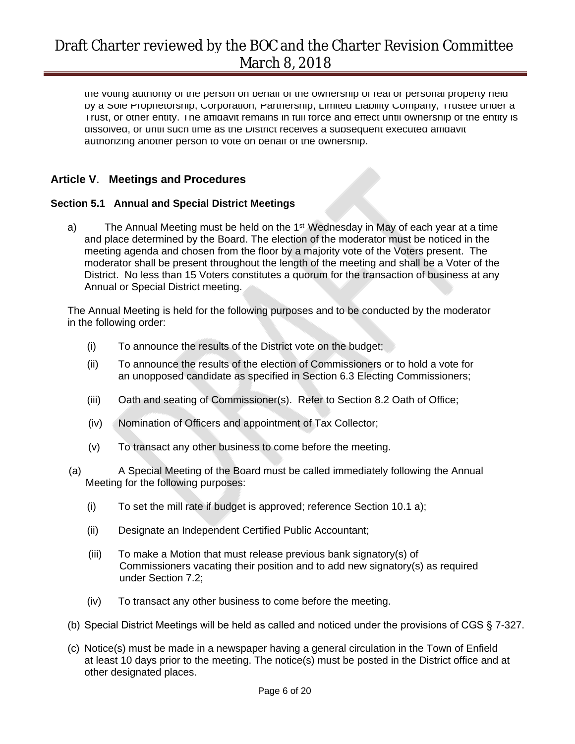the voting authority of the person on behalf of the ownership of real or personal property held by a Sole Proprietorship, Corporation, Partnership, Limited Liability Company, Trustee under a Trust, or other entity. The affidavit remains in full force and effect until ownership of the entity is dissolved, or until such time as the District receives a subsequent executed affidavit authorizing another person to vote on behalf of the ownership.

## Article V. Meetings and Procedures

### Section 5.1 Annual and Special District Meetings

a) The Annual Meeting must be held on the 1st Wednesday in May of each year at a time and place determined by the Board. The election of the moderator must be noticed in the meeting agenda and chosen from the floor by a majority vote of the Voters present. The moderator shall be present throughout the length of the meeting and shall be a Voter of the District. No less than 15 Voters constitutes a quorum for the transaction of business at any Annual or Special District meeting.

The Annual Meeting is held for the following purposes and to be conducted by the moderator in the following order:

(i) To announce the results of the District vote on the budget;

(ii) To announce the results of the election of Commissioners or to hold a vote for an unopposed candidate as specified in Section 6.3 Electing Commissioners;

(iii) Oath and seating of Commissioner(s). Refer to Section 8.2 Oath of Office;

(iv) Nomination of Officers and appointment of Tax Collector;

(v) To transact any other business to come before the meeting.

(a) A Special Meeting of the Board must be called immediately following the Annual Meeting for the following purposes:

(i) To set the mill rate if budget is approved; reference Section 10.1 a);

(ii) Designate an Independent Certified Public Accountant;

(iii) To make a Motion that must release previous bank signatory(s) of Commissioners vacating their position and to add new signatory(s) as required under Section 7.2;

(iv) To transact any other business to come before the meeting.

(b) Special District Meetings will be held as called and noticed under the provisions of CGS § 7-327.

(c) Notice(s) must be made in a newspaper having a general circulation in the Town of Enfield at least 10 days prior to the meeting. The notice(s) must be posted in the District office and at other designated places.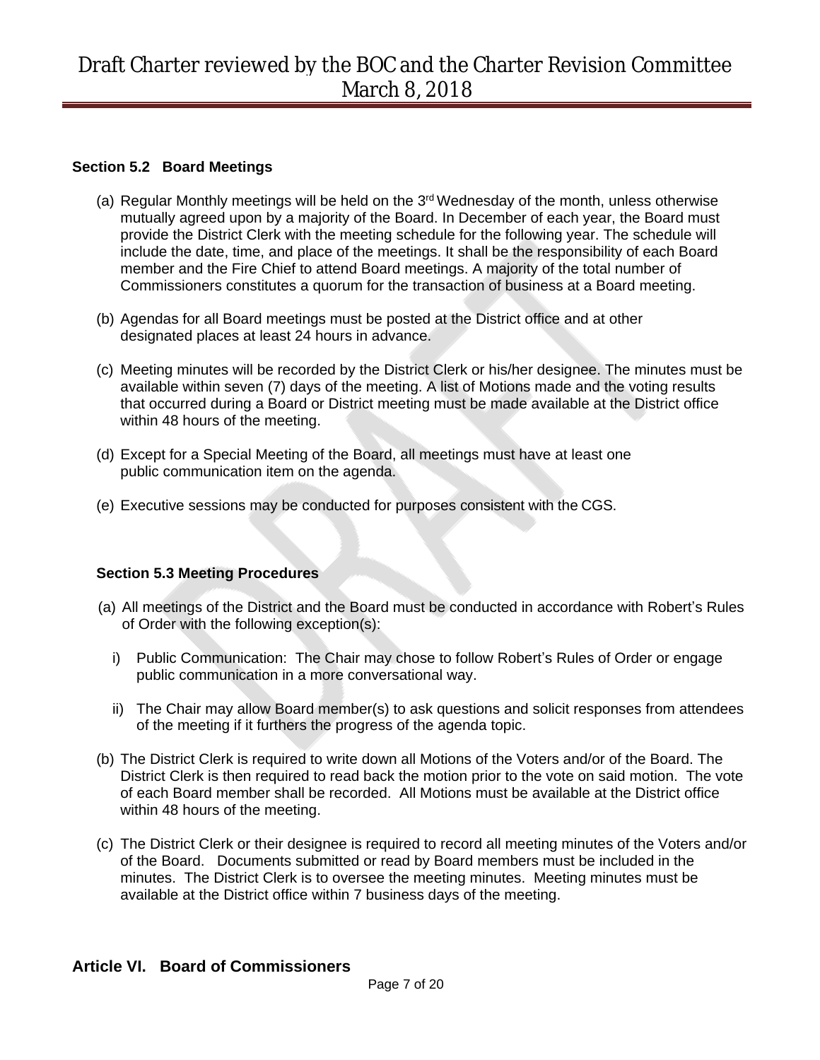### Section 5.2 Board Meetings

(a) Regular Monthly meetings will be held on the 3rd Wednesday of the month, unless otherwise mutually agreed upon by a majority of the Board. In December of each year, the Board must provide the District Clerk with the meeting schedule for the following year. The schedule will include the date, time, and place of the meetings. It shall be the responsibility of each Board member and the Fire Chief to attend Board meetings. A majority of the total number of Commissioners constitutes a quorum for the transaction of business at a Board meeting.

(b) Agendas for all Board meetings must be posted at the District office and at other designated places at least 24 hours in advance.

(c) Meeting minutes will be recorded by the District Clerk or his/her designee. The minutes must be available within seven (7) days of the meeting. A list of Motions made and the voting results that occurred during a Board or District meeting must be made available at the District office within 48 hours of the meeting.

(d) Except for a Special Meeting of the Board, all meetings must have at least one public communication item on the agenda.

(e) Executive sessions may be conducted for purposes consistent with the CGS.

### Section 5.3 Meeting Procedures

(a) All meetings of the District and the Board must be conducted in accordance with Robert's Rules of Order with the following exception(s):

  i) Public Communication: The Chair may chose to follow Robert's Rules of Order or engage public communication in a more conversational way.

  ii) The Chair may allow Board member(s) to ask questions and solicit responses from attendees of the meeting if it furthers the progress of the agenda topic.

(b) The District Clerk is required to write down all Motions of the Voters and/or of the Board. The District Clerk is then required to read back the motion prior to the vote on said motion. The vote of each Board member shall be recorded. All Motions must be available at the District office within 48 hours of the meeting.

(c) The District Clerk or their designee is required to record all meeting minutes of the Voters and/or of the Board. Documents submitted or read by Board members must be included in the minutes. The District Clerk is to oversee the meeting minutes. Meeting minutes must be available at the District office within 7 business days of the meeting.

## Article VI. Board of Commissioners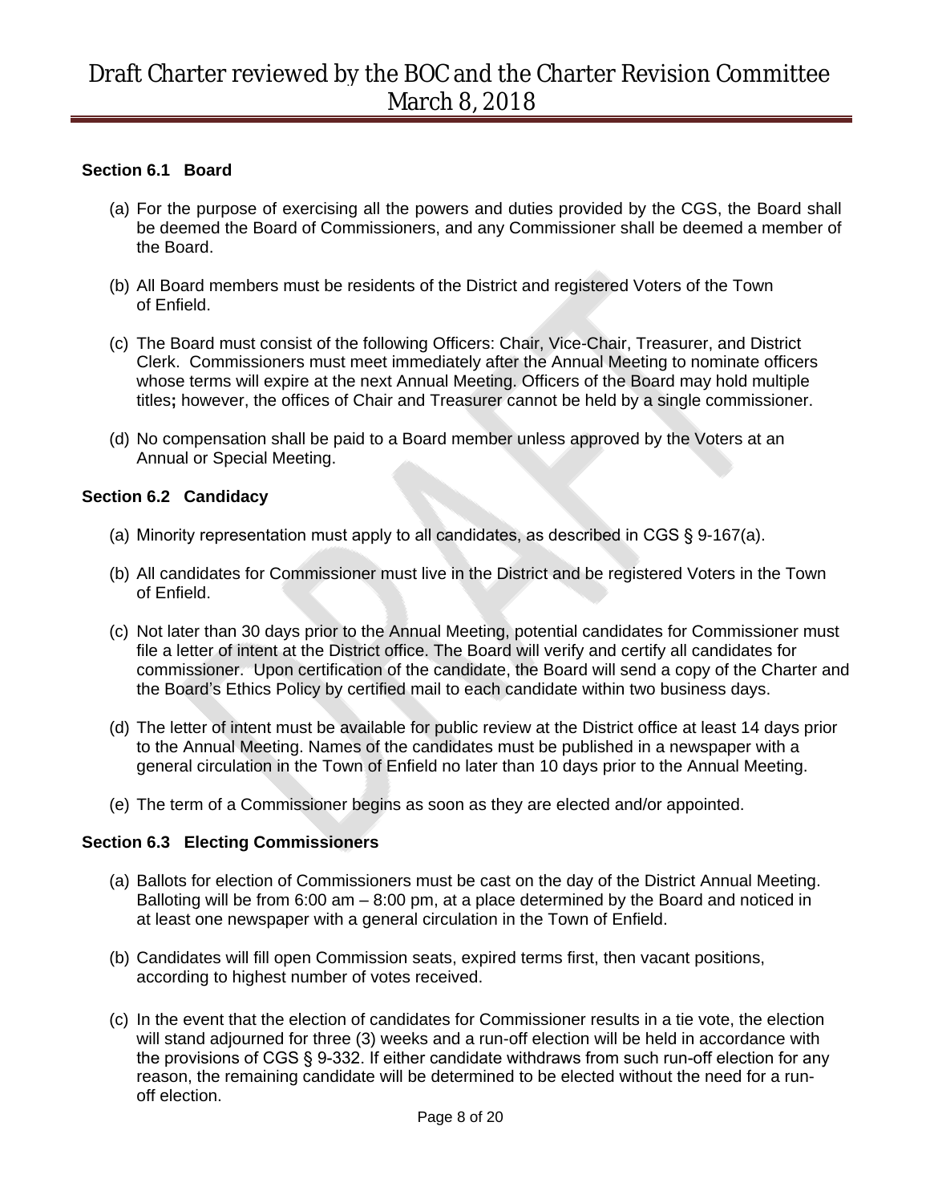### Section 6.1 Board

(a) For the purpose of exercising all the powers and duties provided by the CGS, the Board shall be deemed the Board of Commissioners, and any Commissioner shall be deemed a member of the Board.

(b) All Board members must be residents of the District and registered Voters of the Town of Enfield.

(c) The Board must consist of the following Officers: Chair, Vice-Chair, Treasurer, and District Clerk. Commissioners must meet immediately after the Annual Meeting to nominate officers whose terms will expire at the next Annual Meeting. Officers of the Board may hold multiple titles**;** however, the offices of Chair and Treasurer cannot be held by a single commissioner.

(d) No compensation shall be paid to a Board member unless approved by the Voters at an Annual or Special Meeting.

### Section 6.2 Candidacy

(a) Minority representation must apply to all candidates, as described in CGS § 9-167(a).

(b) All candidates for Commissioner must live in the District and be registered Voters in the Town of Enfield.

(c) Not later than 30 days prior to the Annual Meeting, potential candidates for Commissioner must file a letter of intent at the District office. The Board will verify and certify all candidates for commissioner. Upon certification of the candidate, the Board will send a copy of the Charter and the Board's Ethics Policy by certified mail to each candidate within two business days.

(d) The letter of intent must be available for public review at the District office at least 14 days prior to the Annual Meeting. Names of the candidates must be published in a newspaper with a general circulation in the Town of Enfield no later than 10 days prior to the Annual Meeting.

(e) The term of a Commissioner begins as soon as they are elected and/or appointed.

### Section 6.3 Electing Commissioners

(a) Ballots for election of Commissioners must be cast on the day of the District Annual Meeting. Balloting will be from 6:00 am – 8:00 pm, at a place determined by the Board and noticed in at least one newspaper with a general circulation in the Town of Enfield.

(b) Candidates will fill open Commission seats, expired terms first, then vacant positions, according to highest number of votes received.

(c) In the event that the election of candidates for Commissioner results in a tie vote, the election will stand adjourned for three (3) weeks and a run-off election will be held in accordance with the provisions of CGS § 9-332. If either candidate withdraws from such run-off election for any reason, the remaining candidate will be determined to be elected without the need for a run-off election.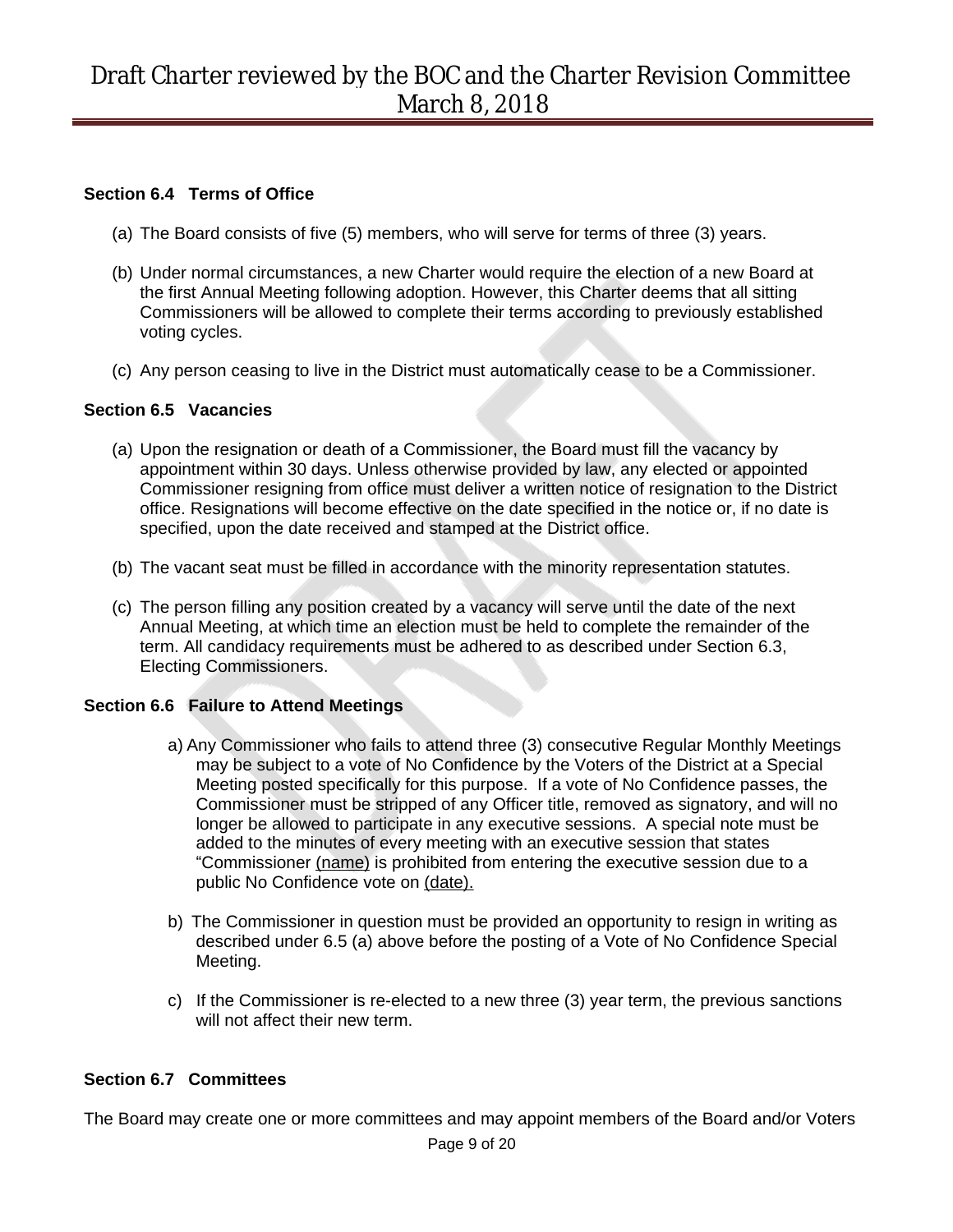### Section 6.4 Terms of Office

(a) The Board consists of five (5) members, who will serve for terms of three (3) years.

(b) Under normal circumstances, a new Charter would require the election of a new Board at the first Annual Meeting following adoption. However, this Charter deems that all sitting Commissioners will be allowed to complete their terms according to previously established voting cycles.

(c) Any person ceasing to live in the District must automatically cease to be a Commissioner.

### Section 6.5 Vacancies

(a) Upon the resignation or death of a Commissioner, the Board must fill the vacancy by appointment within 30 days. Unless otherwise provided by law, any elected or appointed Commissioner resigning from office must deliver a written notice of resignation to the District office. Resignations will become effective on the date specified in the notice or, if no date is specified, upon the date received and stamped at the District office.

(b) The vacant seat must be filled in accordance with the minority representation statutes.

(c) The person filling any position created by a vacancy will serve until the date of the next Annual Meeting, at which time an election must be held to complete the remainder of the term. All candidacy requirements must be adhered to as described under Section 6.3, Electing Commissioners.

### Section 6.6 Failure to Attend Meetings

a) Any Commissioner who fails to attend three (3) consecutive Regular Monthly Meetings may be subject to a vote of No Confidence by the Voters of the District at a Special Meeting posted specifically for this purpose. If a vote of No Confidence passes, the Commissioner must be stripped of any Officer title, removed as signatory, and will no longer be allowed to participate in any executive sessions. A special note must be added to the minutes of every meeting with an executive session that states "Commissioner <u>(name)</u> is prohibited from entering the executive session due to a public No Confidence vote on <u>(date).</u>

b) The Commissioner in question must be provided an opportunity to resign in writing as described under 6.5 (a) above before the posting of a Vote of No Confidence Special Meeting.

c) If the Commissioner is re-elected to a new three (3) year term, the previous sanctions will not affect their new term.

### Section 6.7 Committees

The Board may create one or more committees and may appoint members of the Board and/or Voters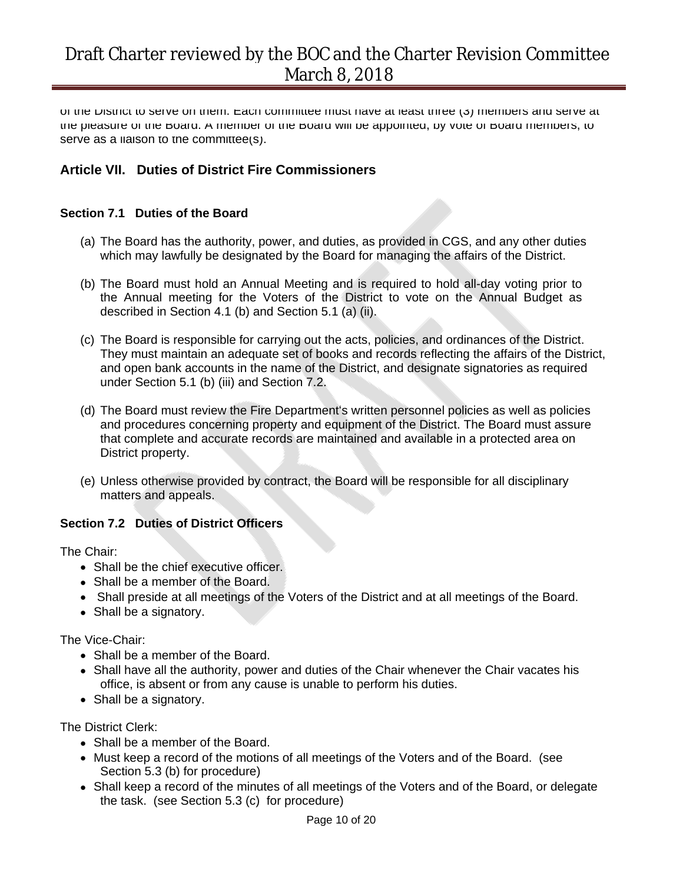of the District to serve on them. Each committee must have at least three (3) members and serve at the pleasure of the Board. A member of the Board will be appointed, by vote of Board members, to serve as a liaison to the committee(s).

## Article VII. Duties of District Fire Commissioners

### Section 7.1 Duties of the Board

(a) The Board has the authority, power, and duties, as provided in CGS, and any other duties which may lawfully be designated by the Board for managing the affairs of the District.

(b) The Board must hold an Annual Meeting and is required to hold all-day voting prior to the Annual meeting for the Voters of the District to vote on the Annual Budget as described in Section 4.1 (b) and Section 5.1 (a) (ii).

(c) The Board is responsible for carrying out the acts, policies, and ordinances of the District. They must maintain an adequate set of books and records reflecting the affairs of the District, and open bank accounts in the name of the District, and designate signatories as required under Section 5.1 (b) (iii) and Section 7.2.

(d) The Board must review the Fire Department's written personnel policies as well as policies and procedures concerning property and equipment of the District. The Board must assure that complete and accurate records are maintained and available in a protected area on District property.

(e) Unless otherwise provided by contract, the Board will be responsible for all disciplinary matters and appeals.

### Section 7.2 Duties of District Officers

The Chair:

- Shall be the chief executive officer.
- Shall be a member of the Board.
- Shall preside at all meetings of the Voters of the District and at all meetings of the Board.
- Shall be a signatory.

The Vice-Chair:

- Shall be a member of the Board.
- Shall have all the authority, power and duties of the Chair whenever the Chair vacates his office, is absent or from any cause is unable to perform his duties.
- Shall be a signatory.

The District Clerk:

- Shall be a member of the Board.
- Must keep a record of the motions of all meetings of the Voters and of the Board. (see Section 5.3 (b) for procedure)
- Shall keep a record of the minutes of all meetings of the Voters and of the Board, or delegate the task. (see Section 5.3 (c) for procedure)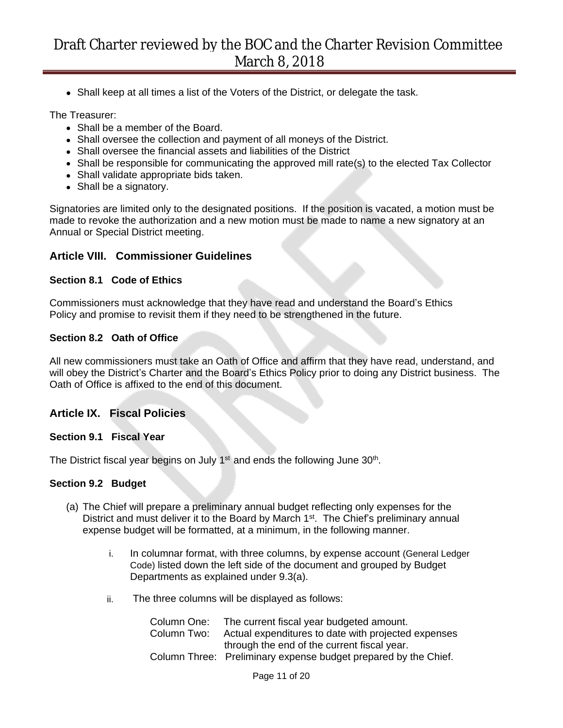- Shall keep at all times a list of the Voters of the District, or delegate the task.

The Treasurer:

- Shall be a member of the Board.
- Shall oversee the collection and payment of all moneys of the District.
- Shall oversee the financial assets and liabilities of the District
- Shall be responsible for communicating the approved mill rate(s) to the elected Tax Collector
- Shall validate appropriate bids taken.
- Shall be a signatory.

Signatories are limited only to the designated positions. If the position is vacated, a motion must be made to revoke the authorization and a new motion must be made to name a new signatory at an Annual or Special District meeting.

## Article VIII. Commissioner Guidelines

### Section 8.1 Code of Ethics

Commissioners must acknowledge that they have read and understand the Board's Ethics Policy and promise to revisit them if they need to be strengthened in the future.

### Section 8.2 Oath of Office

All new commissioners must take an Oath of Office and affirm that they have read, understand, and will obey the District's Charter and the Board's Ethics Policy prior to doing any District business. The Oath of Office is affixed to the end of this document.

## Article IX. Fiscal Policies

### Section 9.1 Fiscal Year

The District fiscal year begins on July 1st and ends the following June 30th.

### Section 9.2 Budget

(a) The Chief will prepare a preliminary annual budget reflecting only expenses for the District and must deliver it to the Board by March 1st. The Chief's preliminary annual expense budget will be formatted, at a minimum, in the following manner.

i. In columnar format, with three columns, by expense account (General Ledger Code) listed down the left side of the document and grouped by Budget Departments as explained under 9.3(a).

ii. The three columns will be displayed as follows:

Column One: The current fiscal year budgeted amount.
Column Two: Actual expenditures to date with projected expenses through the end of the current fiscal year.
Column Three: Preliminary expense budget prepared by the Chief.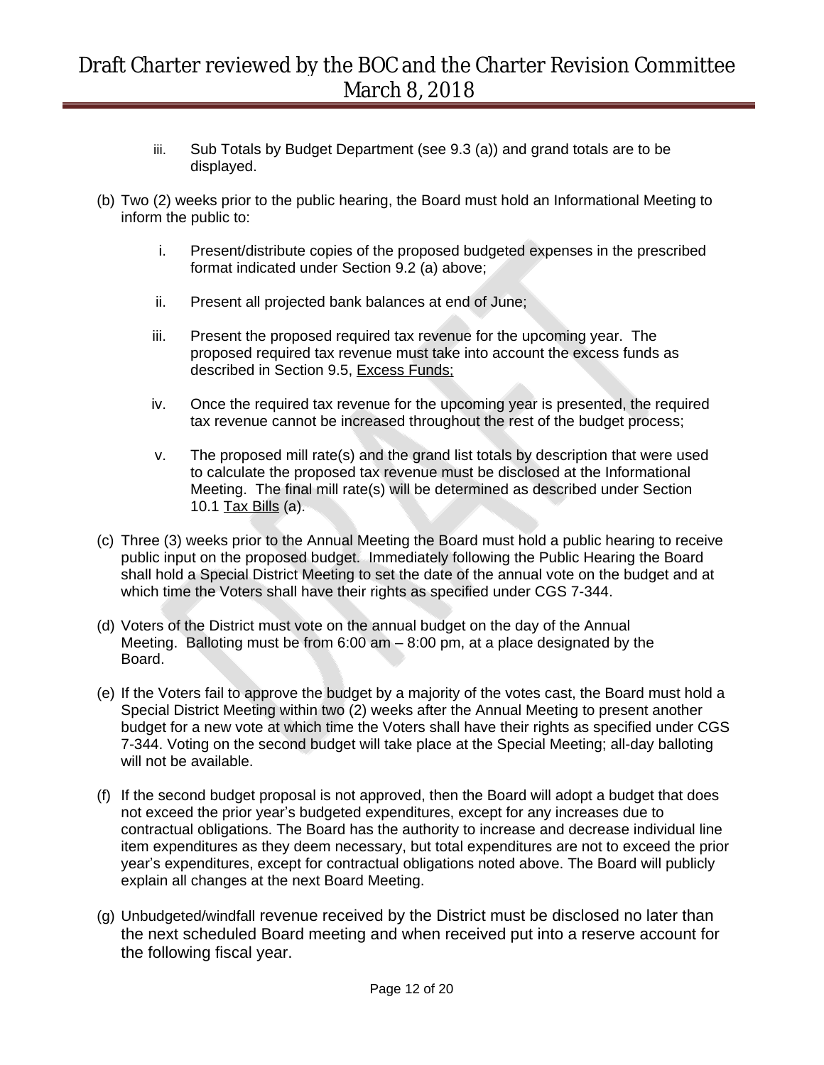iii. Sub Totals by Budget Department (see 9.3 (a)) and grand totals are to be displayed.

(b) Two (2) weeks prior to the public hearing, the Board must hold an Informational Meeting to inform the public to:

i. Present/distribute copies of the proposed budgeted expenses in the prescribed format indicated under Section 9.2 (a) above;

ii. Present all projected bank balances at end of June;

iii. Present the proposed required tax revenue for the upcoming year. The proposed required tax revenue must take into account the excess funds as described in Section 9.5, <u>Excess Funds;</u>

iv. Once the required tax revenue for the upcoming year is presented, the required tax revenue cannot be increased throughout the rest of the budget process;

v. The proposed mill rate(s) and the grand list totals by description that were used to calculate the proposed tax revenue must be disclosed at the Informational Meeting. The final mill rate(s) will be determined as described under Section 10.1 <u>Tax Bills</u> (a).

(c) Three (3) weeks prior to the Annual Meeting the Board must hold a public hearing to receive public input on the proposed budget. Immediately following the Public Hearing the Board shall hold a Special District Meeting to set the date of the annual vote on the budget and at which time the Voters shall have their rights as specified under CGS 7-344.

(d) Voters of the District must vote on the annual budget on the day of the Annual Meeting. Balloting must be from 6:00 am – 8:00 pm, at a place designated by the Board.

(e) If the Voters fail to approve the budget by a majority of the votes cast, the Board must hold a Special District Meeting within two (2) weeks after the Annual Meeting to present another budget for a new vote at which time the Voters shall have their rights as specified under CGS 7-344. Voting on the second budget will take place at the Special Meeting; all-day balloting will not be available.

(f) If the second budget proposal is not approved, then the Board will adopt a budget that does not exceed the prior year's budgeted expenditures, except for any increases due to contractual obligations. The Board has the authority to increase and decrease individual line item expenditures as they deem necessary, but total expenditures are not to exceed the prior year's expenditures, except for contractual obligations noted above. The Board will publicly explain all changes at the next Board Meeting.

(g) Unbudgeted/windfall revenue received by the District must be disclosed no later than the next scheduled Board meeting and when received put into a reserve account for the following fiscal year.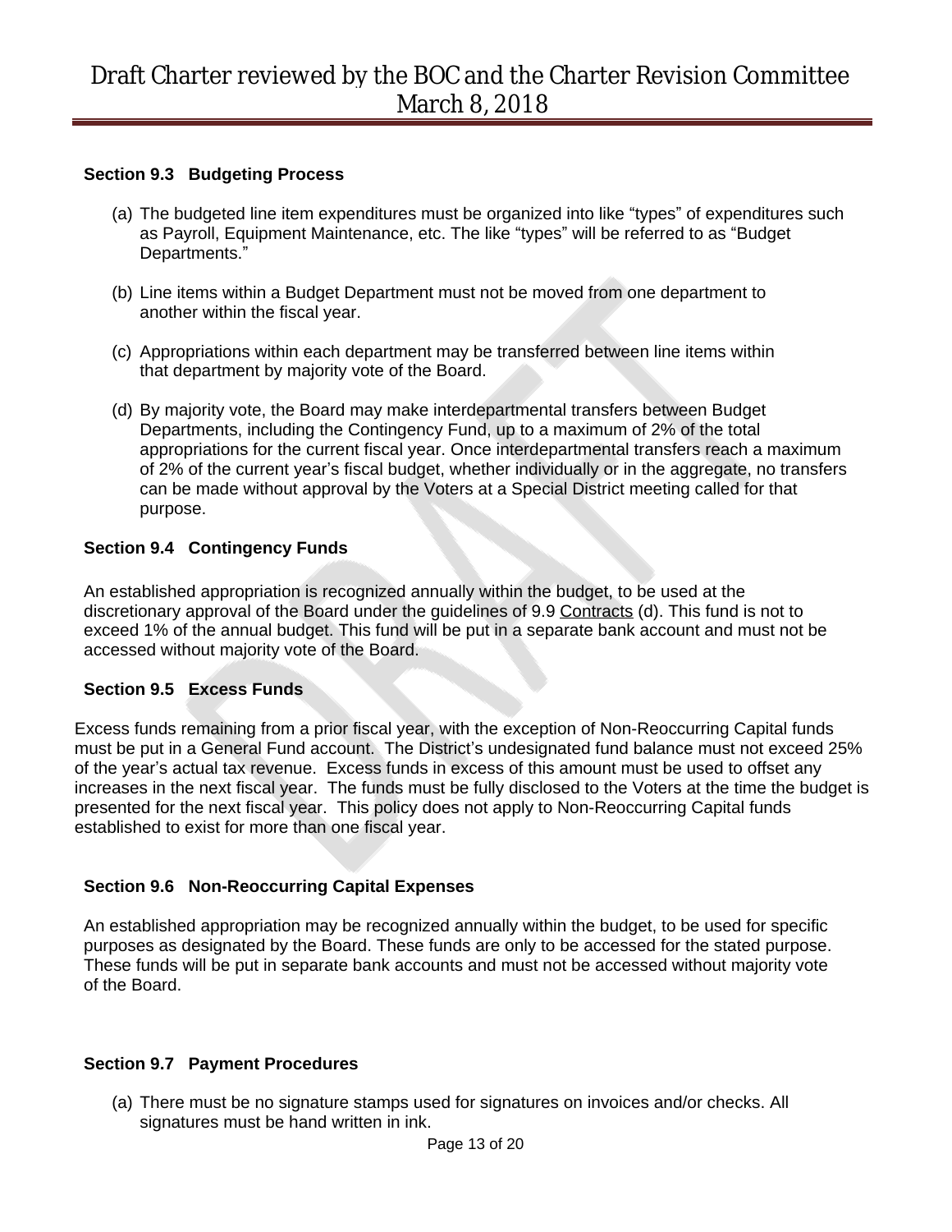### Section 9.3 Budgeting Process

(a) The budgeted line item expenditures must be organized into like "types" of expenditures such as Payroll, Equipment Maintenance, etc. The like "types" will be referred to as "Budget Departments."

(b) Line items within a Budget Department must not be moved from one department to another within the fiscal year.

(c) Appropriations within each department may be transferred between line items within that department by majority vote of the Board.

(d) By majority vote, the Board may make interdepartmental transfers between Budget Departments, including the Contingency Fund, up to a maximum of 2% of the total appropriations for the current fiscal year. Once interdepartmental transfers reach a maximum of 2% of the current year's fiscal budget, whether individually or in the aggregate, no transfers can be made without approval by the Voters at a Special District meeting called for that purpose.

### Section 9.4 Contingency Funds

An established appropriation is recognized annually within the budget, to be used at the discretionary approval of the Board under the guidelines of 9.9 Contracts (d). This fund is not to exceed 1% of the annual budget. This fund will be put in a separate bank account and must not be accessed without majority vote of the Board.

### Section 9.5 Excess Funds

Excess funds remaining from a prior fiscal year, with the exception of Non-Reoccurring Capital funds must be put in a General Fund account. The District's undesignated fund balance must not exceed 25% of the year's actual tax revenue. Excess funds in excess of this amount must be used to offset any increases in the next fiscal year. The funds must be fully disclosed to the Voters at the time the budget is presented for the next fiscal year. This policy does not apply to Non-Reoccurring Capital funds established to exist for more than one fiscal year.

### Section 9.6 Non-Reoccurring Capital Expenses

An established appropriation may be recognized annually within the budget, to be used for specific purposes as designated by the Board. These funds are only to be accessed for the stated purpose. These funds will be put in separate bank accounts and must not be accessed without majority vote of the Board.

### Section 9.7 Payment Procedures

(a) There must be no signature stamps used for signatures on invoices and/or checks. All signatures must be hand written in ink.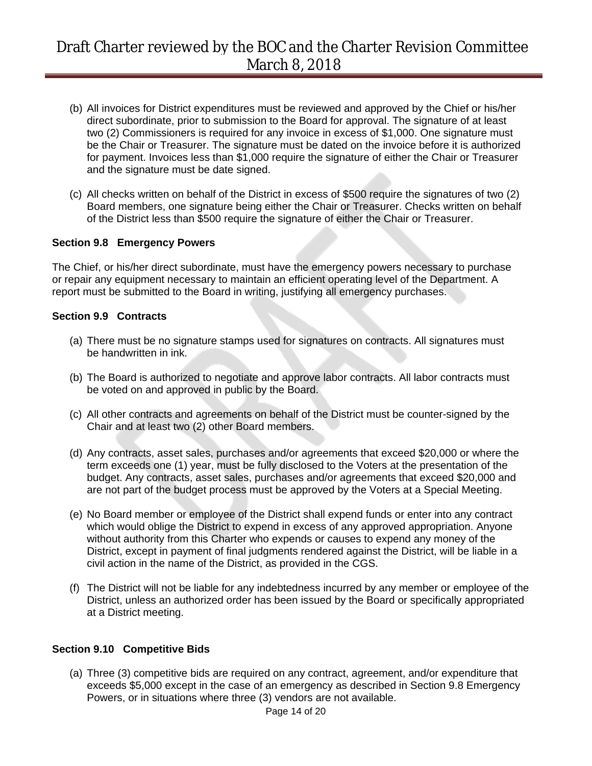(b) All invoices for District expenditures must be reviewed and approved by the Chief or his/her direct subordinate, prior to submission to the Board for approval. The signature of at least two (2) Commissioners is required for any invoice in excess of $1,000. One signature must be the Chair or Treasurer. The signature must be dated on the invoice before it is authorized for payment. Invoices less than $1,000 require the signature of either the Chair or Treasurer and the signature must be date signed.

(c) All checks written on behalf of the District in excess of $500 require the signatures of two (2) Board members, one signature being either the Chair or Treasurer. Checks written on behalf of the District less than $500 require the signature of either the Chair or Treasurer.

**Section 9.8 Emergency Powers**

The Chief, or his/her direct subordinate, must have the emergency powers necessary to purchase or repair any equipment necessary to maintain an efficient operating level of the Department. A report must be submitted to the Board in writing, justifying all emergency purchases.

**Section 9.9 Contracts**

(a) There must be no signature stamps used for signatures on contracts. All signatures must be handwritten in ink.

(b) The Board is authorized to negotiate and approve labor contracts. All labor contracts must be voted on and approved in public by the Board.

(c) All other contracts and agreements on behalf of the District must be counter-signed by the Chair and at least two (2) other Board members.

(d) Any contracts, asset sales, purchases and/or agreements that exceed $20,000 or where the term exceeds one (1) year, must be fully disclosed to the Voters at the presentation of the budget. Any contracts, asset sales, purchases and/or agreements that exceed $20,000 and are not part of the budget process must be approved by the Voters at a Special Meeting.

(e) No Board member or employee of the District shall expend funds or enter into any contract which would oblige the District to expend in excess of any approved appropriation. Anyone without authority from this Charter who expends or causes to expend any money of the District, except in payment of final judgments rendered against the District, will be liable in a civil action in the name of the District, as provided in the CGS.

(f) The District will not be liable for any indebtedness incurred by any member or employee of the District, unless an authorized order has been issued by the Board or specifically appropriated at a District meeting.

**Section 9.10 Competitive Bids**

(a) Three (3) competitive bids are required on any contract, agreement, and/or expenditure that exceeds $5,000 except in the case of an emergency as described in Section 9.8 Emergency Powers, or in situations where three (3) vendors are not available.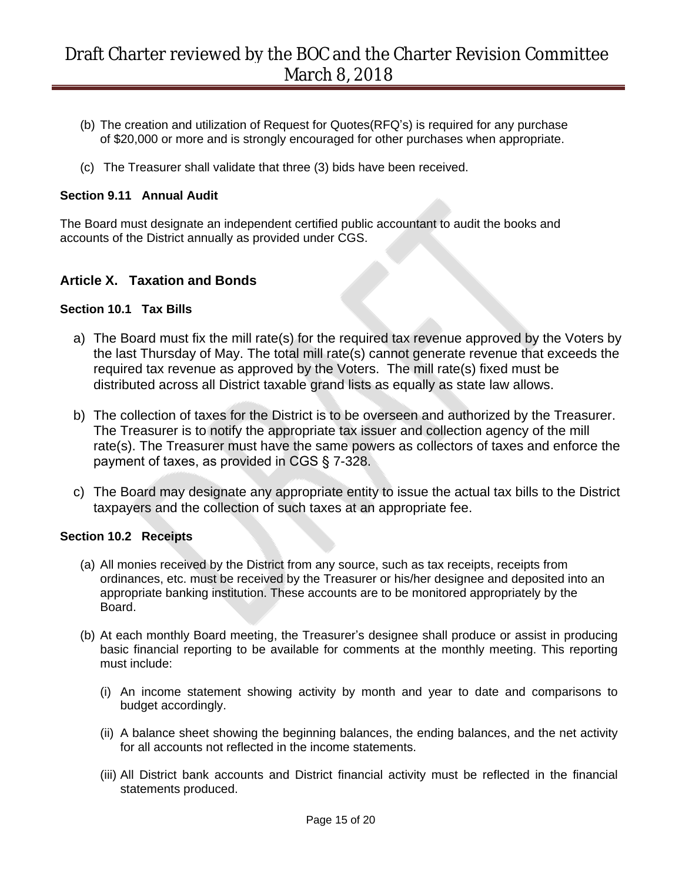(b) The creation and utilization of Request for Quotes(RFQ's) is required for any purchase of $20,000 or more and is strongly encouraged for other purchases when appropriate.

(c) The Treasurer shall validate that three (3) bids have been received.

**Section 9.11 Annual Audit**

The Board must designate an independent certified public accountant to audit the books and accounts of the District annually as provided under CGS.

## Article X. Taxation and Bonds

**Section 10.1 Tax Bills**

a) The Board must fix the mill rate(s) for the required tax revenue approved by the Voters by the last Thursday of May. The total mill rate(s) cannot generate revenue that exceeds the required tax revenue as approved by the Voters. The mill rate(s) fixed must be distributed across all District taxable grand lists as equally as state law allows.

b) The collection of taxes for the District is to be overseen and authorized by the Treasurer. The Treasurer is to notify the appropriate tax issuer and collection agency of the mill rate(s). The Treasurer must have the same powers as collectors of taxes and enforce the payment of taxes, as provided in CGS § 7-328.

c) The Board may designate any appropriate entity to issue the actual tax bills to the District taxpayers and the collection of such taxes at an appropriate fee.

**Section 10.2 Receipts**

(a) All monies received by the District from any source, such as tax receipts, receipts from ordinances, etc. must be received by the Treasurer or his/her designee and deposited into an appropriate banking institution. These accounts are to be monitored appropriately by the Board.

(b) At each monthly Board meeting, the Treasurer's designee shall produce or assist in producing basic financial reporting to be available for comments at the monthly meeting. This reporting must include:

(i) An income statement showing activity by month and year to date and comparisons to budget accordingly.

(ii) A balance sheet showing the beginning balances, the ending balances, and the net activity for all accounts not reflected in the income statements.

(iii) All District bank accounts and District financial activity must be reflected in the financial statements produced.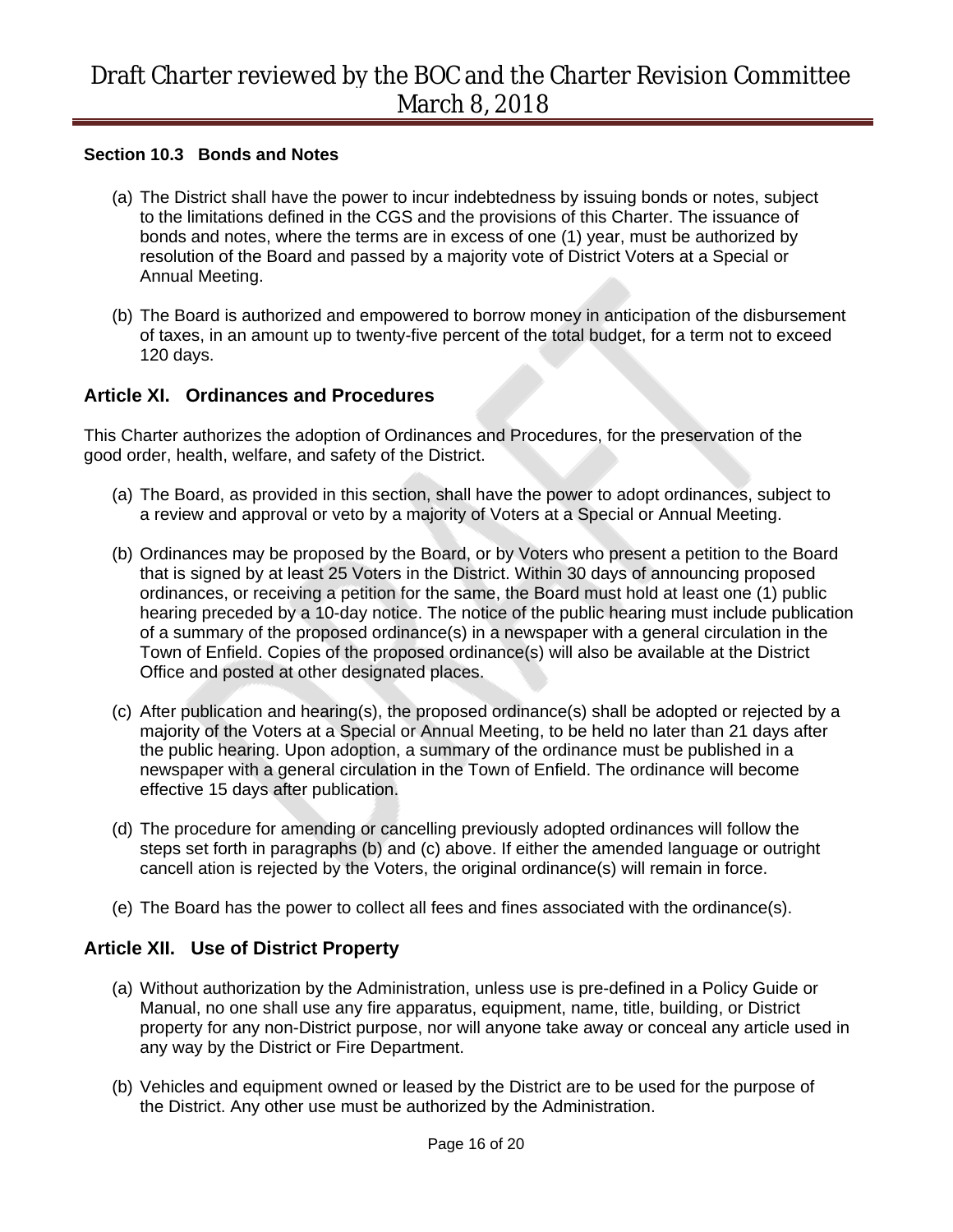### Section 10.3 Bonds and Notes

(a) The District shall have the power to incur indebtedness by issuing bonds or notes, subject to the limitations defined in the CGS and the provisions of this Charter. The issuance of bonds and notes, where the terms are in excess of one (1) year, must be authorized by resolution of the Board and passed by a majority vote of District Voters at a Special or Annual Meeting.

(b) The Board is authorized and empowered to borrow money in anticipation of the disbursement of taxes, in an amount up to twenty-five percent of the total budget, for a term not to exceed 120 days.

## Article XI. Ordinances and Procedures

This Charter authorizes the adoption of Ordinances and Procedures, for the preservation of the good order, health, welfare, and safety of the District.

(a) The Board, as provided in this section, shall have the power to adopt ordinances, subject to a review and approval or veto by a majority of Voters at a Special or Annual Meeting.

(b) Ordinances may be proposed by the Board, or by Voters who present a petition to the Board that is signed by at least 25 Voters in the District. Within 30 days of announcing proposed ordinances, or receiving a petition for the same, the Board must hold at least one (1) public hearing preceded by a 10-day notice. The notice of the public hearing must include publication of a summary of the proposed ordinance(s) in a newspaper with a general circulation in the Town of Enfield. Copies of the proposed ordinance(s) will also be available at the District Office and posted at other designated places.

(c) After publication and hearing(s), the proposed ordinance(s) shall be adopted or rejected by a majority of the Voters at a Special or Annual Meeting, to be held no later than 21 days after the public hearing. Upon adoption, a summary of the ordinance must be published in a newspaper with a general circulation in the Town of Enfield. The ordinance will become effective 15 days after publication.

(d) The procedure for amending or cancelling previously adopted ordinances will follow the steps set forth in paragraphs (b) and (c) above. If either the amended language or outright cancell ation is rejected by the Voters, the original ordinance(s) will remain in force.

(e) The Board has the power to collect all fees and fines associated with the ordinance(s).

## Article XII. Use of District Property

(a) Without authorization by the Administration, unless use is pre-defined in a Policy Guide or Manual, no one shall use any fire apparatus, equipment, name, title, building, or District property for any non-District purpose, nor will anyone take away or conceal any article used in any way by the District or Fire Department.

(b) Vehicles and equipment owned or leased by the District are to be used for the purpose of the District. Any other use must be authorized by the Administration.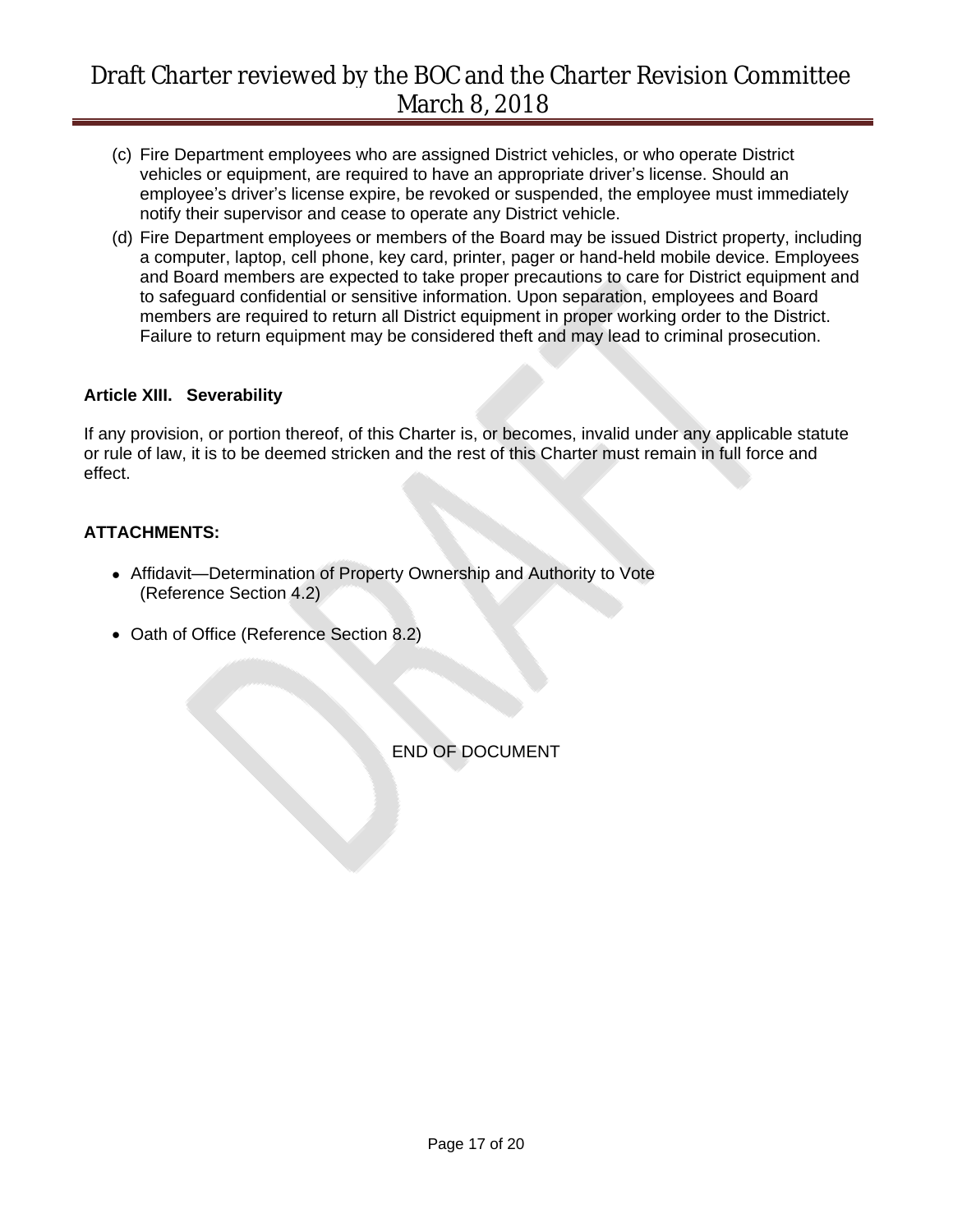(c) Fire Department employees who are assigned District vehicles, or who operate District vehicles or equipment, are required to have an appropriate driver's license. Should an employee's driver's license expire, be revoked or suspended, the employee must immediately notify their supervisor and cease to operate any District vehicle.

(d) Fire Department employees or members of the Board may be issued District property, including a computer, laptop, cell phone, key card, printer, pager or hand-held mobile device. Employees and Board members are expected to take proper precautions to care for District equipment and to safeguard confidential or sensitive information. Upon separation, employees and Board members are required to return all District equipment in proper working order to the District. Failure to return equipment may be considered theft and may lead to criminal prosecution.

**Article XIII. Severability**

If any provision, or portion thereof, of this Charter is, or becomes, invalid under any applicable statute or rule of law, it is to be deemed stricken and the rest of this Charter must remain in full force and effect.

**ATTACHMENTS:**

- Affidavit—Determination of Property Ownership and Authority to Vote (Reference Section 4.2)
- Oath of Office (Reference Section 8.2)

END OF DOCUMENT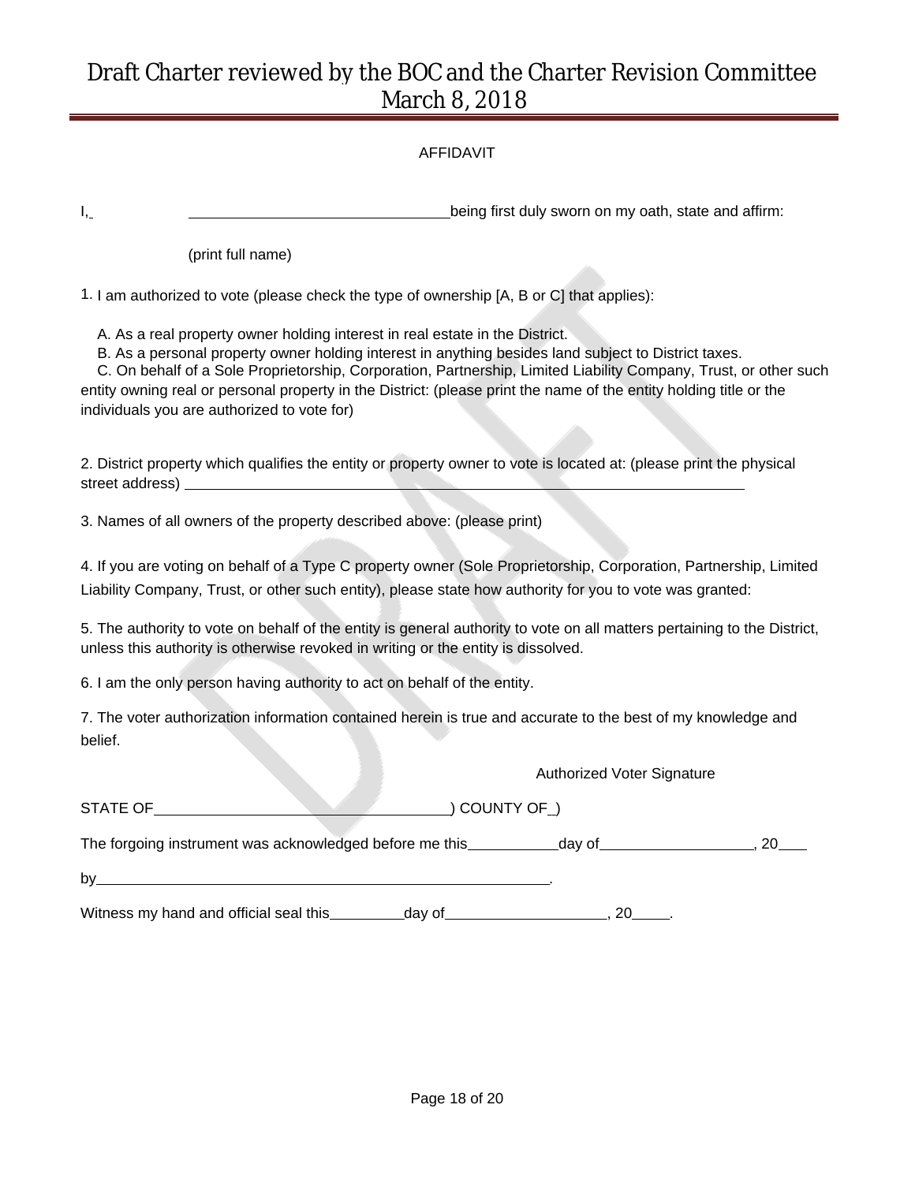AFFIDAVIT

I, \_\_\_\_\_\_\_\_\_\_\_\_\_\_\_\_\_\_\_\_\_\_\_\_\_\_\_\_\_\_\_\_being first duly sworn on my oath, state and affirm:

(print full name)

1. I am authorized to vote (please check the type of ownership [A, B or C] that applies):

A. As a real property owner holding interest in real estate in the District.

B. As a personal property owner holding interest in anything besides land subject to District taxes.

C. On behalf of a Sole Proprietorship, Corporation, Partnership, Limited Liability Company, Trust, or other such entity owning real or personal property in the District: (please print the name of the entity holding title or the individuals you are authorized to vote for)

2. District property which qualifies the entity or property owner to vote is located at: (please print the physical street address) \_\_\_\_\_\_\_\_\_\_\_\_\_\_\_\_\_\_\_\_\_\_\_\_\_\_\_\_\_\_\_\_\_\_\_\_\_\_\_\_\_\_\_\_\_\_\_\_\_\_\_\_\_\_\_\_\_\_\_\_\_\_\_\_

3. Names of all owners of the property described above: (please print)

4. If you are voting on behalf of a Type C property owner (Sole Proprietorship, Corporation, Partnership, Limited Liability Company, Trust, or other such entity), please state how authority for you to vote was granted:

5. The authority to vote on behalf of the entity is general authority to vote on all matters pertaining to the District, unless this authority is otherwise revoked in writing or the entity is dissolved.

6. I am the only person having authority to act on behalf of the entity.

7. The voter authorization information contained herein is true and accurate to the best of my knowledge and belief.

Authorized Voter Signature

STATE OF\_\_\_\_\_\_\_\_\_\_\_\_\_\_\_\_\_\_\_\_\_\_\_\_\_\_\_\_\_\_\_\_\_\_\_) COUNTY OF\_)

The forgoing instrument was acknowledged before me this\_\_\_\_\_\_\_\_\_\_\_day of\_\_\_\_\_\_\_\_\_\_\_\_\_\_\_\_\_\_, 20\_\_\_

by\_\_\_\_\_\_\_\_\_\_\_\_\_\_\_\_\_\_\_\_\_\_\_\_\_\_\_\_\_\_\_\_\_\_\_\_\_\_\_\_\_\_\_\_\_\_\_\_\_\_\_\_\_\_\_\_.

Witness my hand and official seal this\_\_\_\_\_\_\_\_\_day of\_\_\_\_\_\_\_\_\_\_\_\_\_\_\_\_\_\_\_, 20\_\_\_\_.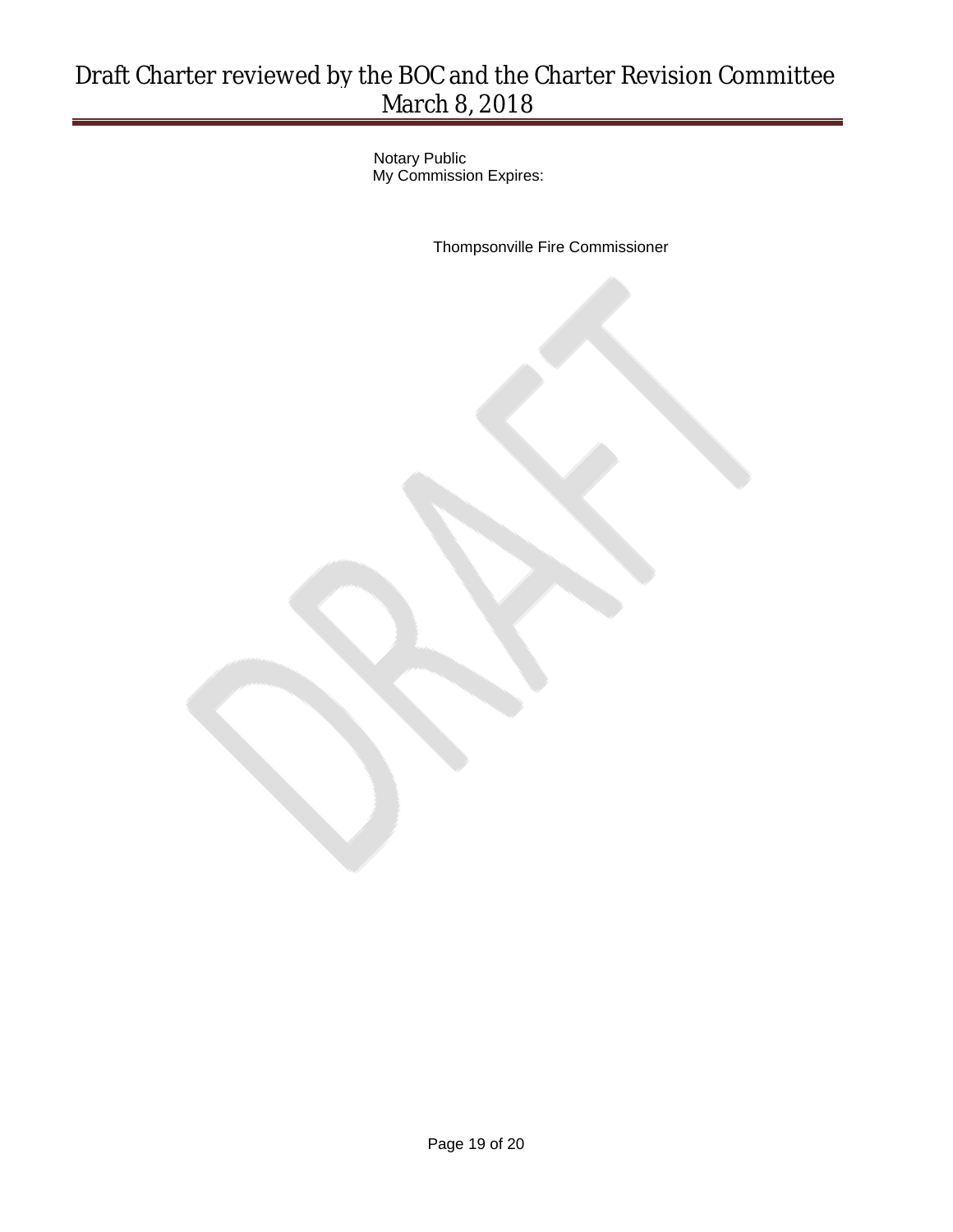Notary Public
My Commission Expires:

Thompsonville Fire Commissioner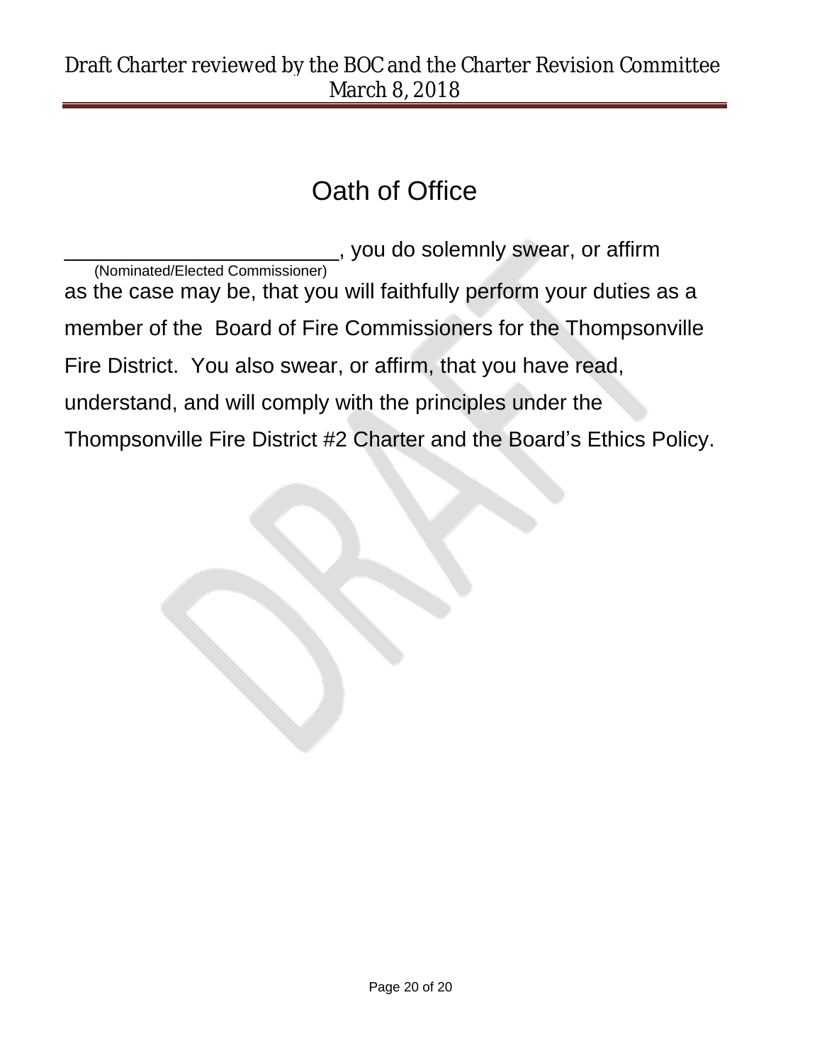# Oath of Office

_______________________, you do solemnly swear, or affirm
(Nominated/Elected Commissioner)
as the case may be, that you will faithfully perform your duties as a member of the Board of Fire Commissioners for the Thompsonville Fire District. You also swear, or affirm, that you have read, understand, and will comply with the principles under the Thompsonville Fire District #2 Charter and the Board's Ethics Policy.